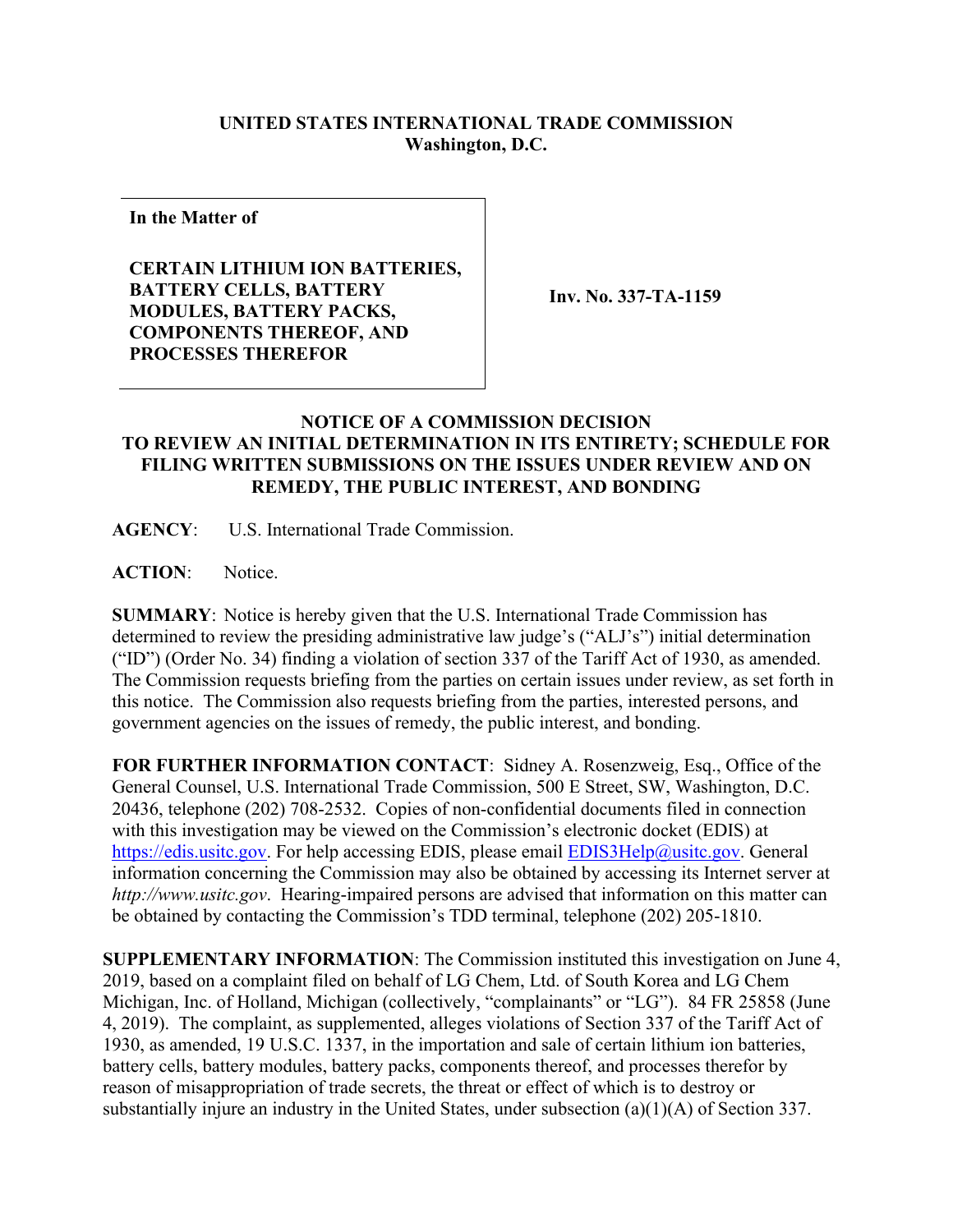**UNITED STATES INTERNATIONAL TRADE COMMISSION**
**Washington, D.C.**

| **In the Matter of** **CERTAIN LITHIUM ION BATTERIES, BATTERY CELLS, BATTERY MODULES, BATTERY PACKS, COMPONENTS THEREOF, AND PROCESSES THEREFOR** | **Inv. No. 337-TA-1159** |
|---|---|

**NOTICE OF A COMMISSION DECISION TO REVIEW AN INITIAL DETERMINATION IN ITS ENTIRETY; SCHEDULE FOR FILING WRITTEN SUBMISSIONS ON THE ISSUES UNDER REVIEW AND ON REMEDY, THE PUBLIC INTEREST, AND BONDING**

**AGENCY**: U.S. International Trade Commission.

**ACTION**: Notice.

**SUMMARY**: Notice is hereby given that the U.S. International Trade Commission has determined to review the presiding administrative law judge's ("ALJ's") initial determination ("ID") (Order No. 34) finding a violation of section 337 of the Tariff Act of 1930, as amended. The Commission requests briefing from the parties on certain issues under review, as set forth in this notice. The Commission also requests briefing from the parties, interested persons, and government agencies on the issues of remedy, the public interest, and bonding.

**FOR FURTHER INFORMATION CONTACT**: Sidney A. Rosenzweig, Esq., Office of the General Counsel, U.S. International Trade Commission, 500 E Street, SW, Washington, D.C. 20436, telephone (202) 708-2532. Copies of non-confidential documents filed in connection with this investigation may be viewed on the Commission's electronic docket (EDIS) at https://edis.usitc.gov. For help accessing EDIS, please email EDIS3Help@usitc.gov. General information concerning the Commission may also be obtained by accessing its Internet server at *http://www.usitc.gov*. Hearing-impaired persons are advised that information on this matter can be obtained by contacting the Commission's TDD terminal, telephone (202) 205-1810.

**SUPPLEMENTARY INFORMATION**: The Commission instituted this investigation on June 4, 2019, based on a complaint filed on behalf of LG Chem, Ltd. of South Korea and LG Chem Michigan, Inc. of Holland, Michigan (collectively, "complainants" or "LG"). 84 FR 25858 (June 4, 2019). The complaint, as supplemented, alleges violations of Section 337 of the Tariff Act of 1930, as amended, 19 U.S.C. 1337, in the importation and sale of certain lithium ion batteries, battery cells, battery modules, battery packs, components thereof, and processes therefor by reason of misappropriation of trade secrets, the threat or effect of which is to destroy or substantially injure an industry in the United States, under subsection (a)(1)(A) of Section 337.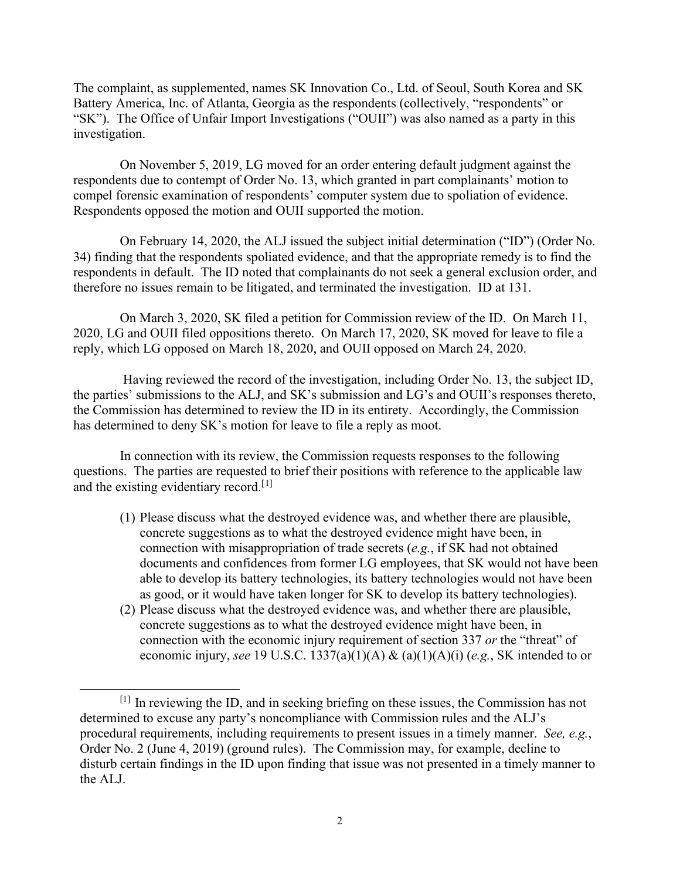The complaint, as supplemented, names SK Innovation Co., Ltd. of Seoul, South Korea and SK Battery America, Inc. of Atlanta, Georgia as the respondents (collectively, "respondents" or "SK"). The Office of Unfair Import Investigations ("OUII") was also named as a party in this investigation.

On November 5, 2019, LG moved for an order entering default judgment against the respondents due to contempt of Order No. 13, which granted in part complainants' motion to compel forensic examination of respondents' computer system due to spoliation of evidence. Respondents opposed the motion and OUII supported the motion.

On February 14, 2020, the ALJ issued the subject initial determination ("ID") (Order No. 34) finding that the respondents spoliated evidence, and that the appropriate remedy is to find the respondents in default. The ID noted that complainants do not seek a general exclusion order, and therefore no issues remain to be litigated, and terminated the investigation. ID at 131.

On March 3, 2020, SK filed a petition for Commission review of the ID. On March 11, 2020, LG and OUII filed oppositions thereto. On March 17, 2020, SK moved for leave to file a reply, which LG opposed on March 18, 2020, and OUII opposed on March 24, 2020.

Having reviewed the record of the investigation, including Order No. 13, the subject ID, the parties' submissions to the ALJ, and SK's submission and LG's and OUII's responses thereto, the Commission has determined to review the ID in its entirety. Accordingly, the Commission has determined to deny SK's motion for leave to file a reply as moot.

In connection with its review, the Commission requests responses to the following questions. The parties are requested to brief their positions with reference to the applicable law and the existing evidentiary record.[1]

(1) Please discuss what the destroyed evidence was, and whether there are plausible, concrete suggestions as to what the destroyed evidence might have been, in connection with misappropriation of trade secrets (*e.g.*, if SK had not obtained documents and confidences from former LG employees, that SK would not have been able to develop its battery technologies, its battery technologies would not have been as good, or it would have taken longer for SK to develop its battery technologies).

(2) Please discuss what the destroyed evidence was, and whether there are plausible, concrete suggestions as to what the destroyed evidence might have been, in connection with the economic injury requirement of section 337 *or* the "threat" of economic injury, *see* 19 U.S.C. 1337(a)(1)(A) & (a)(1)(A)(i) (*e.g.*, SK intended to or

---

[1] In reviewing the ID, and in seeking briefing on these issues, the Commission has not determined to excuse any party's noncompliance with Commission rules and the ALJ's procedural requirements, including requirements to present issues in a timely manner. *See, e.g.*, Order No. 2 (June 4, 2019) (ground rules). The Commission may, for example, decline to disturb certain findings in the ID upon finding that issue was not presented in a timely manner to the ALJ.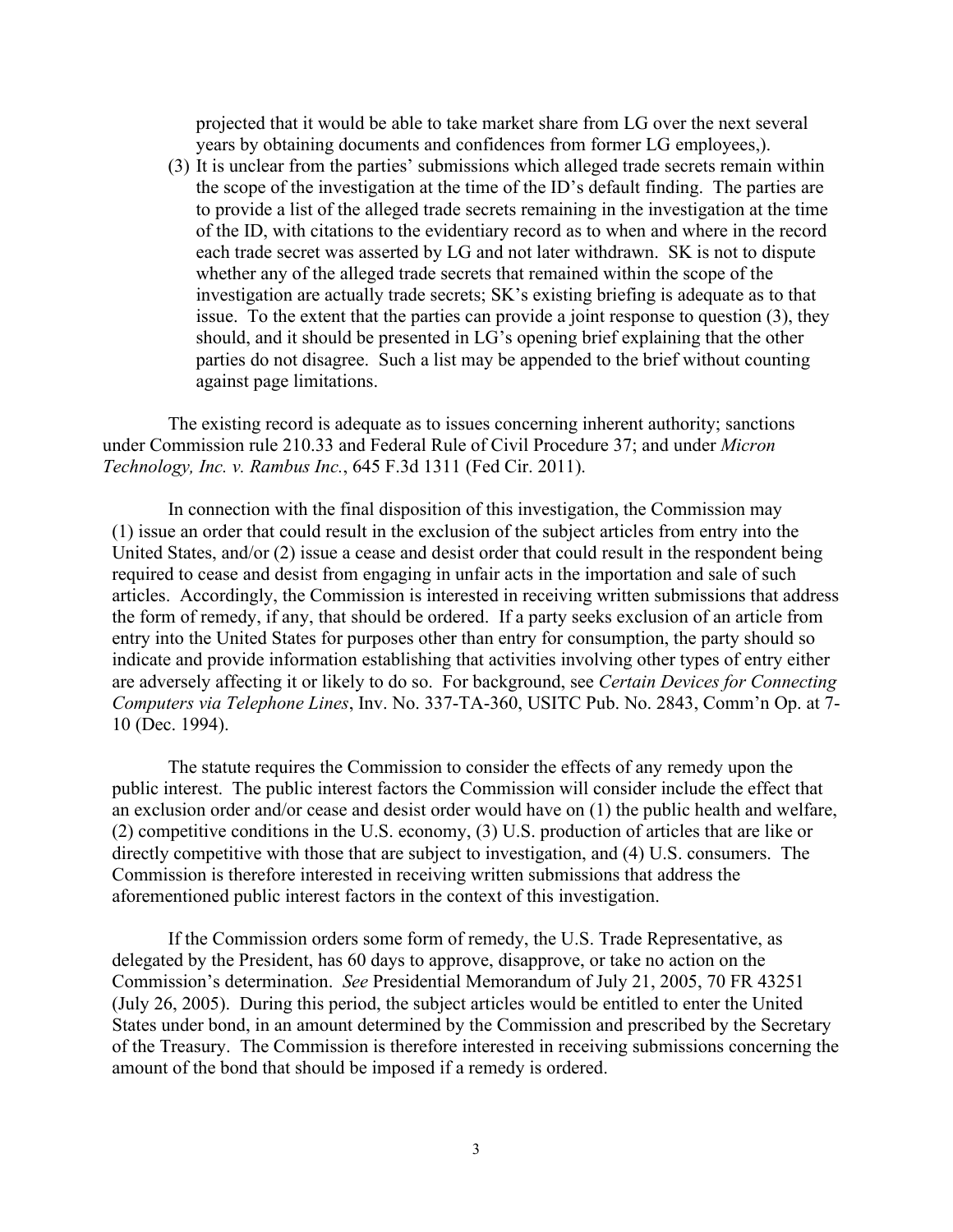projected that it would be able to take market share from LG over the next several years by obtaining documents and confidences from former LG employees,).

(3) It is unclear from the parties' submissions which alleged trade secrets remain within the scope of the investigation at the time of the ID's default finding. The parties are to provide a list of the alleged trade secrets remaining in the investigation at the time of the ID, with citations to the evidentiary record as to when and where in the record each trade secret was asserted by LG and not later withdrawn. SK is not to dispute whether any of the alleged trade secrets that remained within the scope of the investigation are actually trade secrets; SK's existing briefing is adequate as to that issue. To the extent that the parties can provide a joint response to question (3), they should, and it should be presented in LG's opening brief explaining that the other parties do not disagree. Such a list may be appended to the brief without counting against page limitations.

The existing record is adequate as to issues concerning inherent authority; sanctions under Commission rule 210.33 and Federal Rule of Civil Procedure 37; and under *Micron Technology, Inc. v. Rambus Inc.*, 645 F.3d 1311 (Fed Cir. 2011).

In connection with the final disposition of this investigation, the Commission may (1) issue an order that could result in the exclusion of the subject articles from entry into the United States, and/or (2) issue a cease and desist order that could result in the respondent being required to cease and desist from engaging in unfair acts in the importation and sale of such articles. Accordingly, the Commission is interested in receiving written submissions that address the form of remedy, if any, that should be ordered. If a party seeks exclusion of an article from entry into the United States for purposes other than entry for consumption, the party should so indicate and provide information establishing that activities involving other types of entry either are adversely affecting it or likely to do so. For background, see *Certain Devices for Connecting Computers via Telephone Lines*, Inv. No. 337-TA-360, USITC Pub. No. 2843, Comm'n Op. at 7-10 (Dec. 1994).

The statute requires the Commission to consider the effects of any remedy upon the public interest. The public interest factors the Commission will consider include the effect that an exclusion order and/or cease and desist order would have on (1) the public health and welfare, (2) competitive conditions in the U.S. economy, (3) U.S. production of articles that are like or directly competitive with those that are subject to investigation, and (4) U.S. consumers. The Commission is therefore interested in receiving written submissions that address the aforementioned public interest factors in the context of this investigation.

If the Commission orders some form of remedy, the U.S. Trade Representative, as delegated by the President, has 60 days to approve, disapprove, or take no action on the Commission's determination. *See* Presidential Memorandum of July 21, 2005, 70 FR 43251 (July 26, 2005). During this period, the subject articles would be entitled to enter the United States under bond, in an amount determined by the Commission and prescribed by the Secretary of the Treasury. The Commission is therefore interested in receiving submissions concerning the amount of the bond that should be imposed if a remedy is ordered.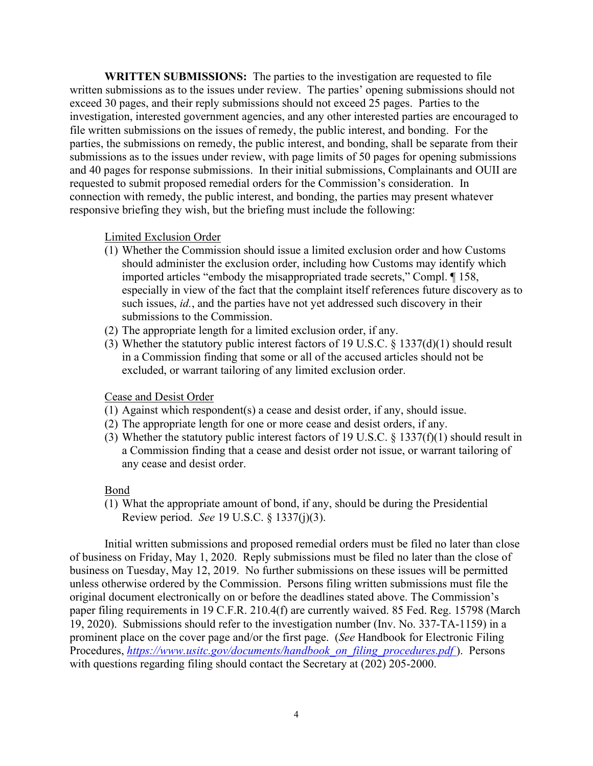**WRITTEN SUBMISSIONS:** The parties to the investigation are requested to file written submissions as to the issues under review. The parties' opening submissions should not exceed 30 pages, and their reply submissions should not exceed 25 pages. Parties to the investigation, interested government agencies, and any other interested parties are encouraged to file written submissions on the issues of remedy, the public interest, and bonding. For the parties, the submissions on remedy, the public interest, and bonding, shall be separate from their submissions as to the issues under review, with page limits of 50 pages for opening submissions and 40 pages for response submissions. In their initial submissions, Complainants and OUII are requested to submit proposed remedial orders for the Commission's consideration. In connection with remedy, the public interest, and bonding, the parties may present whatever responsive briefing they wish, but the briefing must include the following:

<u>Limited Exclusion Order</u>

(1) Whether the Commission should issue a limited exclusion order and how Customs should administer the exclusion order, including how Customs may identify which imported articles "embody the misappropriated trade secrets," Compl. ¶ 158, especially in view of the fact that the complaint itself references future discovery as to such issues, *id.*, and the parties have not yet addressed such discovery in their submissions to the Commission.
(2) The appropriate length for a limited exclusion order, if any.
(3) Whether the statutory public interest factors of 19 U.S.C. § 1337(d)(1) should result in a Commission finding that some or all of the accused articles should not be excluded, or warrant tailoring of any limited exclusion order.

<u>Cease and Desist Order</u>

(1) Against which respondent(s) a cease and desist order, if any, should issue.
(2) The appropriate length for one or more cease and desist orders, if any.
(3) Whether the statutory public interest factors of 19 U.S.C. § 1337(f)(1) should result in a Commission finding that a cease and desist order not issue, or warrant tailoring of any cease and desist order.

<u>Bond</u>

(1) What the appropriate amount of bond, if any, should be during the Presidential Review period. *See* 19 U.S.C. § 1337(j)(3).

Initial written submissions and proposed remedial orders must be filed no later than close of business on Friday, May 1, 2020. Reply submissions must be filed no later than the close of business on Tuesday, May 12, 2019. No further submissions on these issues will be permitted unless otherwise ordered by the Commission. Persons filing written submissions must file the original document electronically on or before the deadlines stated above. The Commission's paper filing requirements in 19 C.F.R. 210.4(f) are currently waived. 85 Fed. Reg. 15798 (March 19, 2020). Submissions should refer to the investigation number (Inv. No. 337-TA-1159) in a prominent place on the cover page and/or the first page. (*See* Handbook for Electronic Filing Procedures, *https://www.usitc.gov/documents/handbook_on_filing_procedures.pdf* ). Persons with questions regarding filing should contact the Secretary at (202) 205-2000.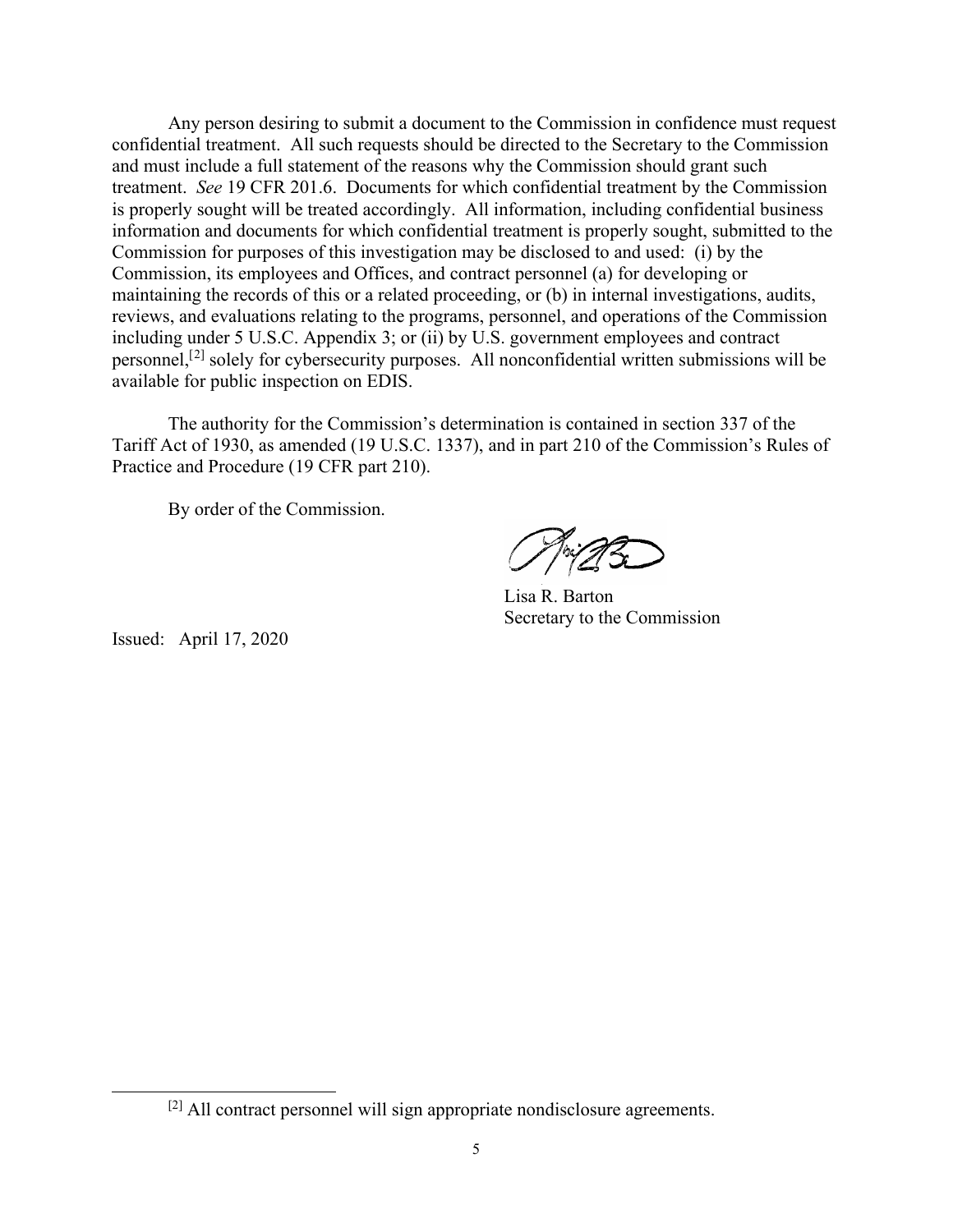Any person desiring to submit a document to the Commission in confidence must request confidential treatment. All such requests should be directed to the Secretary to the Commission and must include a full statement of the reasons why the Commission should grant such treatment. *See* 19 CFR 201.6. Documents for which confidential treatment by the Commission is properly sought will be treated accordingly. All information, including confidential business information and documents for which confidential treatment is properly sought, submitted to the Commission for purposes of this investigation may be disclosed to and used: (i) by the Commission, its employees and Offices, and contract personnel (a) for developing or maintaining the records of this or a related proceeding, or (b) in internal investigations, audits, reviews, and evaluations relating to the programs, personnel, and operations of the Commission including under 5 U.S.C. Appendix 3; or (ii) by U.S. government employees and contract personnel,[2] solely for cybersecurity purposes. All nonconfidential written submissions will be available for public inspection on EDIS.

The authority for the Commission's determination is contained in section 337 of the Tariff Act of 1930, as amended (19 U.S.C. 1337), and in part 210 of the Commission's Rules of Practice and Procedure (19 CFR part 210).

By order of the Commission.

Lisa R. Barton
Secretary to the Commission

Issued: April 17, 2020

---

[2] All contract personnel will sign appropriate nondisclosure agreements.